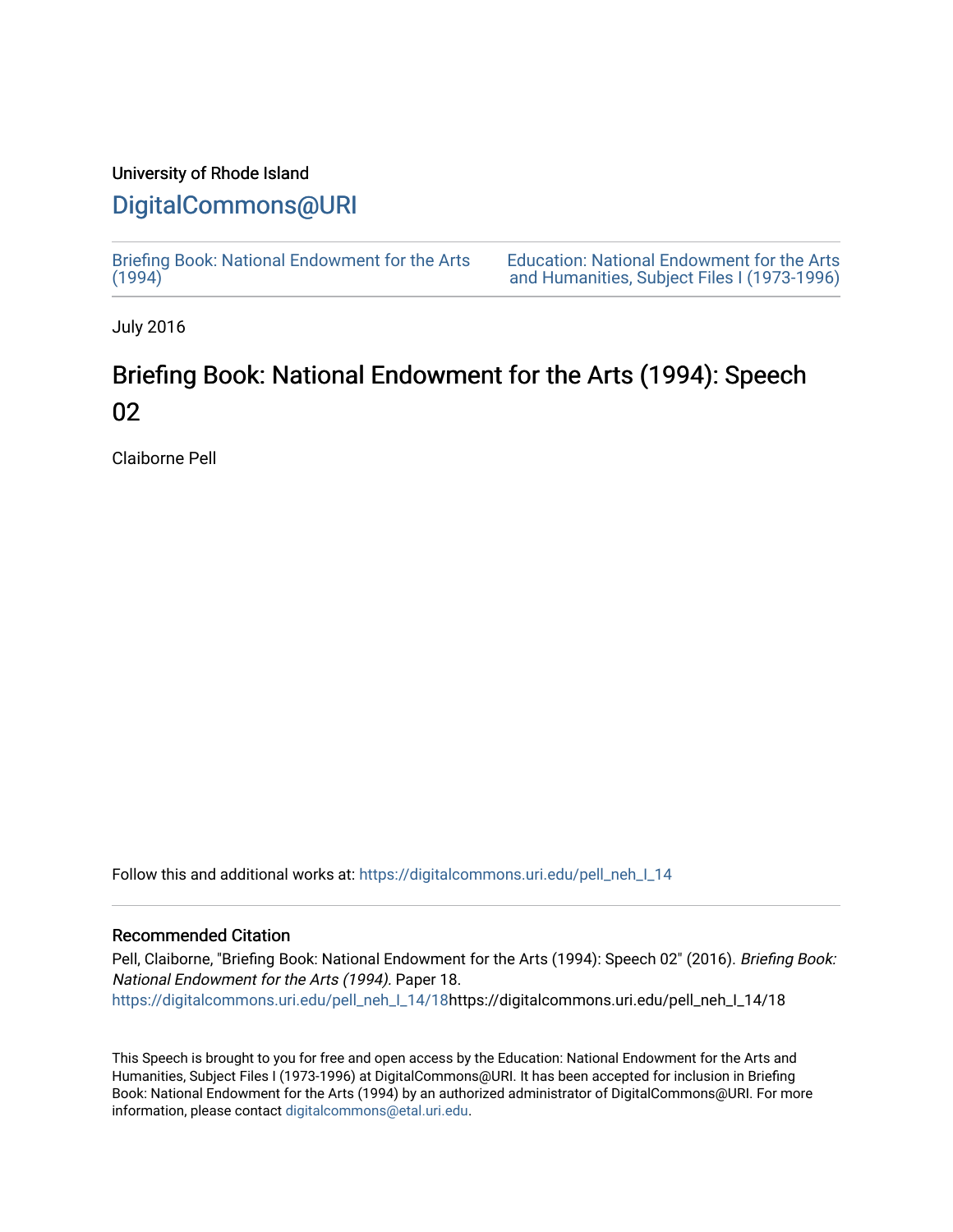University of Rhode Island

## DigitalCommons@URI

Briefing Book: National Endowment for the Arts (1994)

Education: National Endowment for the Arts and Humanities, Subject Files I (1973-1996)

July 2016

# Briefing Book: National Endowment for the Arts (1994): Speech 02

Claiborne Pell

Follow this and additional works at: https://digitalcommons.uri.edu/pell_neh_I_14

### Recommended Citation

Pell, Claiborne, "Briefing Book: National Endowment for the Arts (1994): Speech 02" (2016). *Briefing Book: National Endowment for the Arts (1994)*. Paper 18.
https://digitalcommons.uri.edu/pell_neh_I_14/18https://digitalcommons.uri.edu/pell_neh_I_14/18

This Speech is brought to you for free and open access by the Education: National Endowment for the Arts and Humanities, Subject Files I (1973-1996) at DigitalCommons@URI. It has been accepted for inclusion in Briefing Book: National Endowment for the Arts (1994) by an authorized administrator of DigitalCommons@URI. For more information, please contact digitalcommons@etal.uri.edu.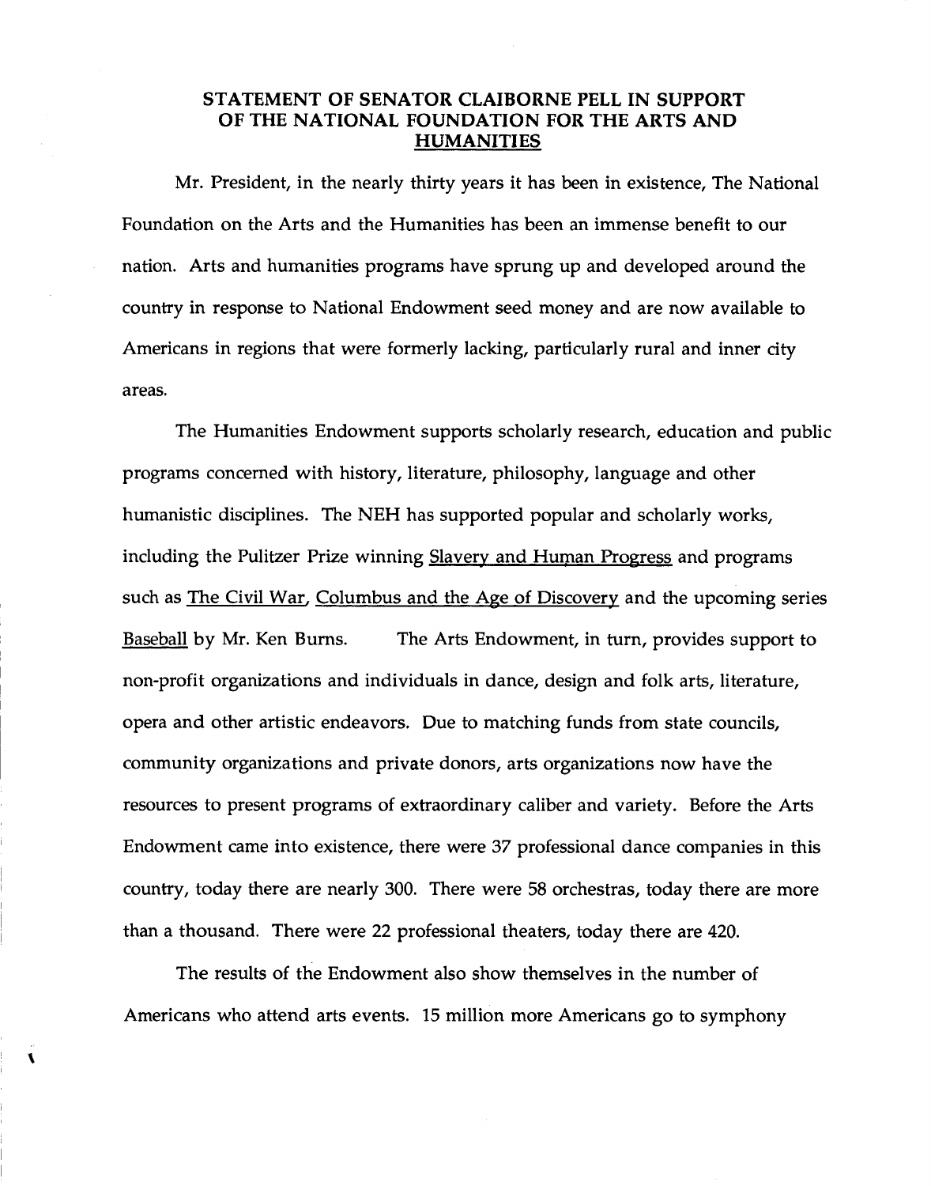**STATEMENT OF SENATOR CLAIBORNE PELL IN SUPPORT OF THE NATIONAL FOUNDATION FOR THE ARTS AND HUMANITIES**

Mr. President, in the nearly thirty years it has been in existence, The National Foundation on the Arts and the Humanities has been an immense benefit to our nation. Arts and humanities programs have sprung up and developed around the country in response to National Endowment seed money and are now available to Americans in regions that were formerly lacking, particularly rural and inner city areas.

The Humanities Endowment supports scholarly research, education and public programs concerned with history, literature, philosophy, language and other humanistic disciplines. The NEH has supported popular and scholarly works, including the Pulitzer Prize winning Slavery and Human Progress and programs such as The Civil War, Columbus and the Age of Discovery and the upcoming series Baseball by Mr. Ken Burns. The Arts Endowment, in turn, provides support to non-profit organizations and individuals in dance, design and folk arts, literature, opera and other artistic endeavors. Due to matching funds from state councils, community organizations and private donors, arts organizations now have the resources to present programs of extraordinary caliber and variety. Before the Arts Endowment came into existence, there were 37 professional dance companies in this country, today there are nearly 300. There were 58 orchestras, today there are more than a thousand. There were 22 professional theaters, today there are 420.

The results of the Endowment also show themselves in the number of Americans who attend arts events. 15 million more Americans go to symphony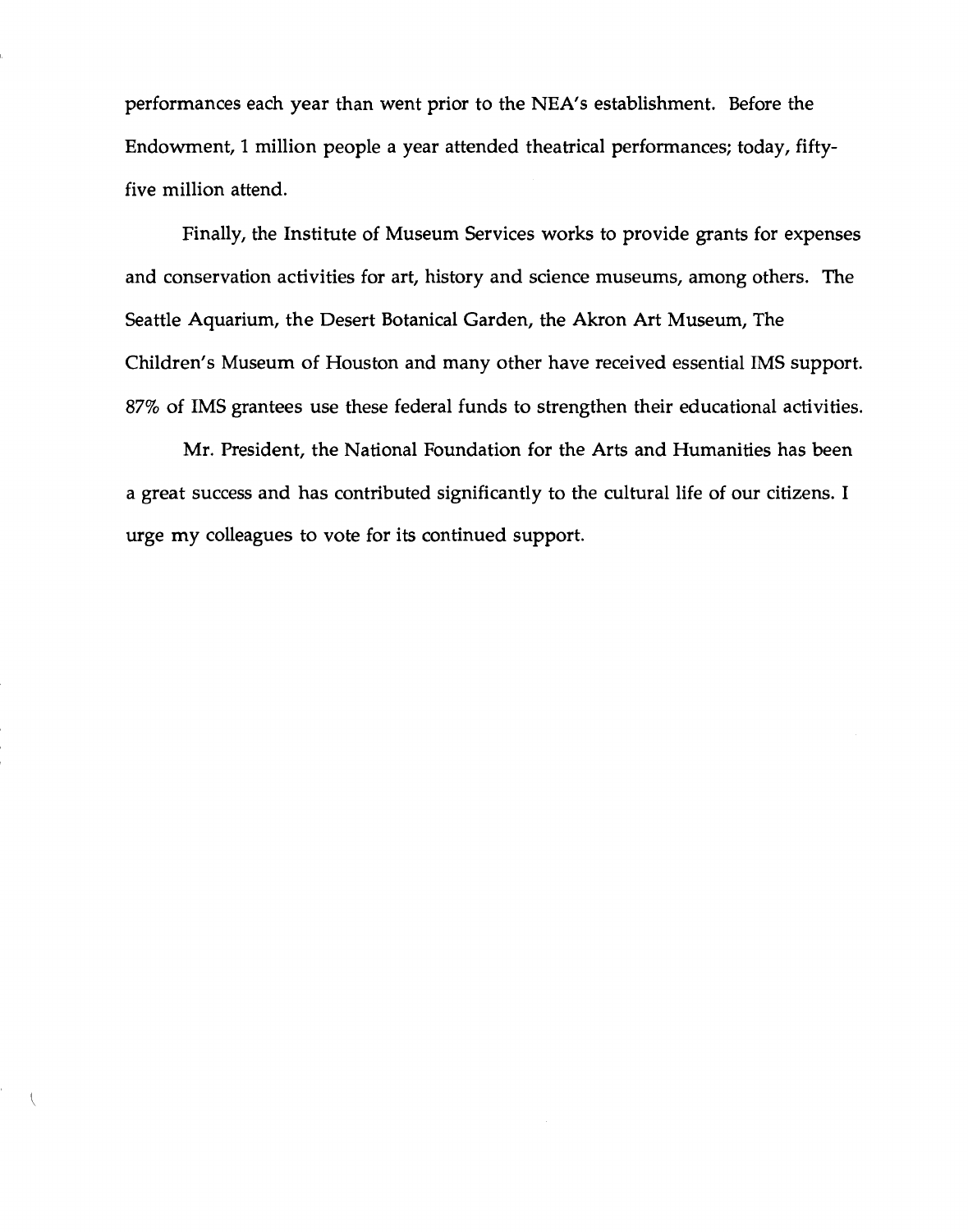performances each year than went prior to the NEA's establishment. Before the Endowment, 1 million people a year attended theatrical performances; today, fifty-five million attend.

Finally, the Institute of Museum Services works to provide grants for expenses and conservation activities for art, history and science museums, among others. The Seattle Aquarium, the Desert Botanical Garden, the Akron Art Museum, The Children's Museum of Houston and many other have received essential IMS support. 87% of IMS grantees use these federal funds to strengthen their educational activities.

Mr. President, the National Foundation for the Arts and Humanities has been a great success and has contributed significantly to the cultural life of our citizens. I urge my colleagues to vote for its continued support.